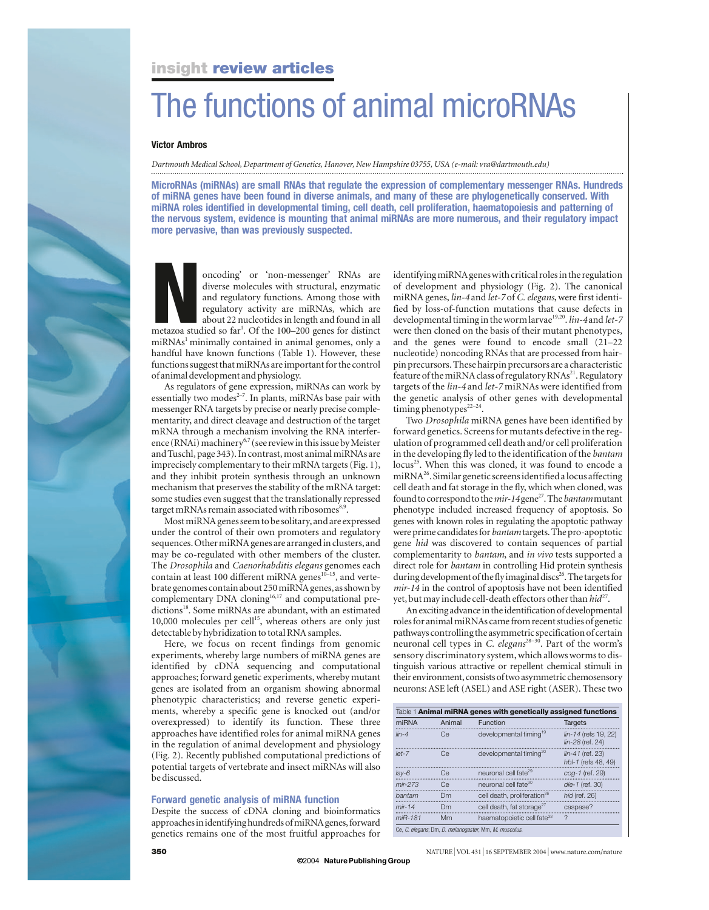insight **review articles**

# The functions of animal microRNAs

**Victor Ambros**

*Dartmouth Medical School, Department of Genetics, Hanover, New Hampshire 03755, USA (e-mail: vra@dartmouth.edu)*

**MicroRNAs (miRNAs) are small RNAs that regulate the expression of complementary messenger RNAs. Hundreds of miRNA genes have been found in diverse animals, and many of these are phylogenetically conserved. With miRNA roles identified in developmental timing, cell death, cell proliferation, haematopoiesis and patterning of the nervous system, evidence is mounting that animal miRNAs are more numerous, and their regulatory impact more pervasive, than was previously suspected.**

Noncoding' or 'non-messenger' RNAs are diverse molecules with structural, enzymatic and regulatory functions. Among those with regulatory activity are miRNAs, which are about 22 nucleotides in length and found in all metazoa studied so far[1]. Of the 100–200 genes for distinct miRNAs[1] minimally contained in animal genomes, only a handful have known functions (Table 1). However, these functions suggest that miRNAs are important for the control of animal development and physiology.

As regulators of gene expression, miRNAs can work by essentially two modes[2–7]. In plants, miRNAs base pair with messenger RNA targets by precise or nearly precise complementarity, and direct cleavage and destruction of the target mRNA through a mechanism involving the RNA interference (RNAi) machinery[6,7] (see review in this issue by Meister and Tuschl, page 343). In contrast, most animal miRNAs are imprecisely complementary to their mRNA targets (Fig. 1), and they inhibit protein synthesis through an unknown mechanism that preserves the stability of the mRNA target: some studies even suggest that the translationally repressed target mRNAs remain associated with ribosomes[8,9].

Most miRNA genes seem to be solitary, and are expressed under the control of their own promoters and regulatory sequences. Other miRNA genes are arranged in clusters, and may be co-regulated with other members of the cluster. The *Drosophila* and *Caenorhabditis elegans* genomes each contain at least 100 different miRNA genes[10–15], and vertebrate genomes contain about 250 miRNA genes, as shown by complementary DNA cloning[16,17] and computational predictions[18]. Some miRNAs are abundant, with an estimated 10,000 molecules per cell[15], whereas others are only just detectable by hybridization to total RNA samples.

Here, we focus on recent findings from genomic experiments, whereby large numbers of miRNA genes are identified by cDNA sequencing and computational approaches; forward genetic experiments, whereby mutant genes are isolated from an organism showing abnormal phenotypic characteristics; and reverse genetic experiments, whereby a specific gene is knocked out (and/or overexpressed) to identify its function. These three approaches have identified roles for animal miRNA genes in the regulation of animal development and physiology (Fig. 2). Recently published computational predictions of potential targets of vertebrate and insect miRNAs will also be discussed.

## Forward genetic analysis of miRNA function

Despite the success of cDNA cloning and bioinformatics approaches in identifying hundreds of miRNA genes, forward genetics remains one of the most fruitful approaches for identifying miRNA genes with critical roles in the regulation of development and physiology (Fig. 2). The canonical miRNA genes, *lin-4* and *let-7* of *C. elegans*, were first identified by loss-of-function mutations that cause defects in developmental timing in the worm larvae[19,20]. *lin-4* and *let-7* were then cloned on the basis of their mutant phenotypes, and the genes were found to encode small (21–22 nucleotide) noncoding RNAs that are processed from hairpin precursors. These hairpin precursors are a characteristic feature of the miRNA class of regulatory RNAs[21]. Regulatory targets of the *lin-4* and *let-7* miRNAs were identified from the genetic analysis of other genes with developmental timing phenotypes[22–24].

Two *Drosophila* miRNA genes have been identified by forward genetics. Screens for mutants defective in the regulation of programmed cell death and/or cell proliferation in the developing fly led to the identification of the *bantam* locus[25]. When this was cloned, it was found to encode a miRNA[26]. Similar genetic screens identified a locus affecting cell death and fat storage in the fly, which when cloned, was found to correspond to the *mir-14* gene[27]. The *bantam* mutant phenotype included increased frequency of apoptosis. So genes with known roles in regulating the apoptotic pathway were prime candidates for *bantam* targets. The pro-apoptotic gene *hid* was discovered to contain sequences of partial complementarity to *bantam*, and *in vivo* tests supported a direct role for *bantam* in controlling Hid protein synthesis during development of the fly imaginal discs[26]. The targets for *mir-14* in the control of apoptosis have not been identified yet, but may include cell-death effectors other than *hid*[27].

An exciting advance in the identification of developmental roles for animal miRNAs came from recent studies of genetic pathways controlling the asymmetric specification of certain neuronal cell types in *C. elegans*[28–30]. Part of the worm's sensory discriminatory system, which allows worms to distinguish various attractive or repellent chemical stimuli in their environment, consists of two asymmetric chemosensory neurons: ASE left (ASEL) and ASE right (ASER). These two

Table 1 **Animal miRNA genes with genetically assigned functions**

| miRNA | Animal | Function | Targets |
|---|---|---|---|
| *lin-4* | Ce | developmental timing[19] | *lin-14* (refs 19, 22) *lin-28* (ref. 24) |
| *let-7* | Ce | developmental timing[20] | *lin-41* (ref. 23) *hbl-1* (refs 48, 49) |
| *lsy-6* | Ce | neuronal cell fate[29] | *cog-1* (ref. 29) |
| *mir-273* | Ce | neuronal cell fate[30] | *die-1* (ref. 30) |
| *bantam* | Dm | cell death, proliferation[26] | *hid* (ref. 26) |
| *mir-14* | Dm | cell death, fat storage[27] | caspase? |
| *miR-181* | Mm | haematopoietic cell fate[33] | ? |

Ce, *C. elegans*; Dm, *D. melanogaster*, Mm, *M. musculus*.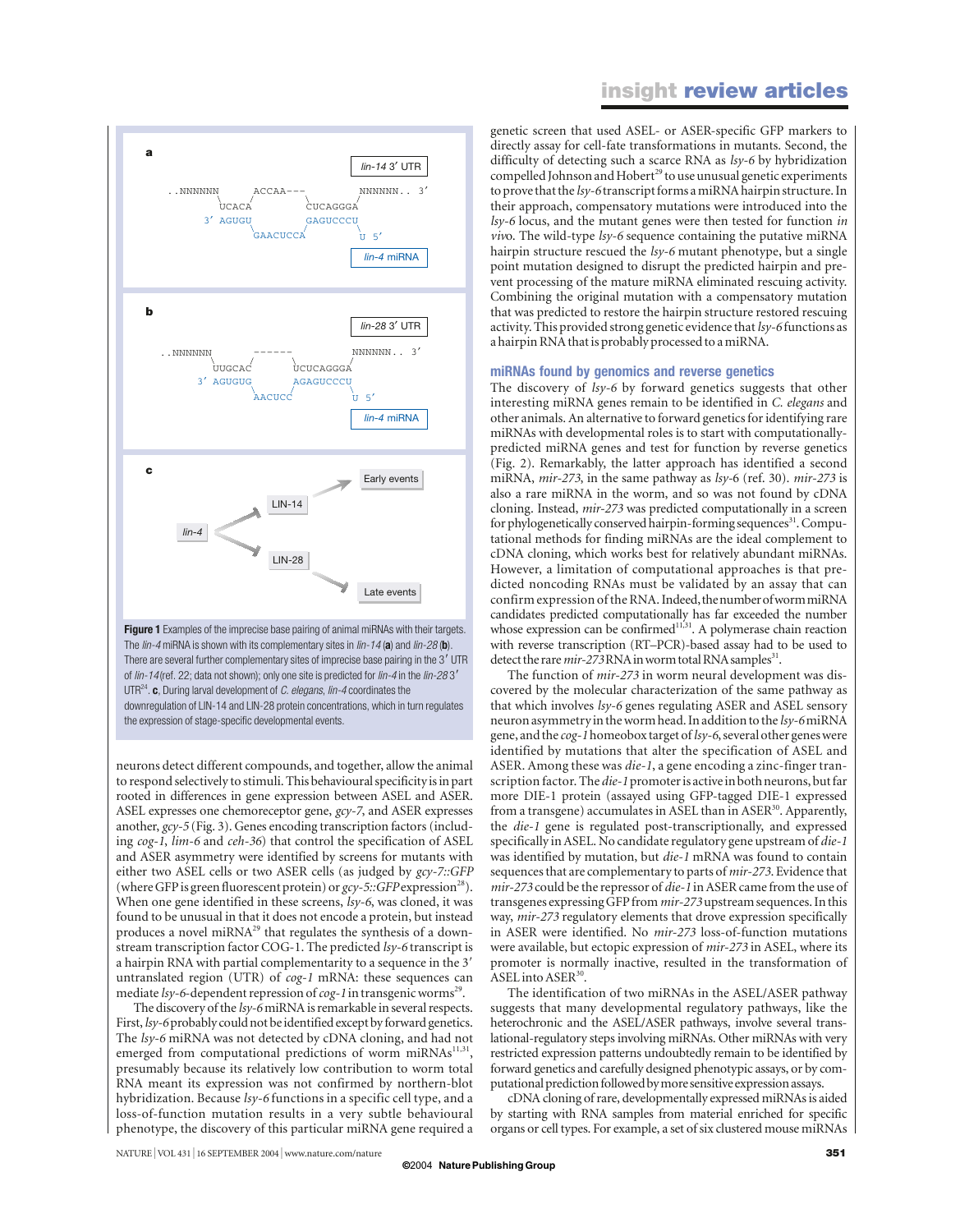**Figure 1** Examples of the imprecise base pairing of animal miRNAs with their targets. The *lin-4* miRNA is shown with its complementary sites in *lin-14* (**a**) and *lin-28* (**b**). There are several further complementary sites of imprecise base pairing in the 3′ UTR of *lin-14* (ref. 22; data not shown); only one site is predicted for *lin-4* in the *lin-28* 3′ UTR[24]. **c**, During larval development of *C. elegans*, *lin-4* coordinates the downregulation of LIN-14 and LIN-28 protein concentrations, which in turn regulates the expression of stage-specific developmental events.

neurons detect different compounds, and together, allow the animal to respond selectively to stimuli. This behavioural specificity is in part rooted in differences in gene expression between ASEL and ASER. ASEL expresses one chemoreceptor gene, *gcy-7*, and ASER expresses another, *gcy-5* (Fig. 3). Genes encoding transcription factors (including *cog-1*, *lim-6* and *ceh-36*) that control the specification of ASEL and ASER asymmetry were identified by screens for mutants with either two ASEL cells or two ASER cells (as judged by *gcy-7::GFP* (where GFP is green fluorescent protein) or *gcy-5::GFP* expression[28]). When one gene identified in these screens, *lsy-6*, was cloned, it was found to be unusual in that it does not encode a protein, but instead produces a novel miRNA[29] that regulates the synthesis of a downstream transcription factor COG-1. The predicted *lsy-6* transcript is a hairpin RNA with partial complementarity to a sequence in the 3′ untranslated region (UTR) of *cog-1* mRNA: these sequences can mediate *lsy-6*-dependent repression of *cog-1* in transgenic worms[29].

The discovery of the *lsy-6* miRNA is remarkable in several respects. First, *lsy-6* probably could not be identified except by forward genetics. The *lsy-6* miRNA was not detected by cDNA cloning, and had not emerged from computational predictions of worm miRNAs[11,31], presumably because its relatively low contribution to worm total RNA meant its expression was not confirmed by northern-blot hybridization. Because *lsy-6* functions in a specific cell type, and a loss-of-function mutation results in a very subtle behavioural phenotype, the discovery of this particular miRNA gene required a genetic screen that used ASEL- or ASER-specific GFP markers to directly assay for cell-fate transformations in mutants. Second, the difficulty of detecting such a scarce RNA as *lsy-6* by hybridization compelled Johnson and Hobert[29] to use unusual genetic experiments to prove that the *lsy-6* transcript forms a miRNA hairpin structure. In their approach, compensatory mutations were introduced into the *lsy-6* locus, and the mutant genes were then tested for function *in vivo*. The wild-type *lsy-6* sequence containing the putative miRNA hairpin structure rescued the *lsy-6* mutant phenotype, but a single point mutation designed to disrupt the predicted hairpin and prevent processing of the mature miRNA eliminated rescuing activity. Combining the original mutation with a compensatory mutation that was predicted to restore the hairpin structure restored rescuing activity. This provided strong genetic evidence that *lsy-6* functions as a hairpin RNA that is probably processed to a miRNA.

## miRNAs found by genomics and reverse genetics

The discovery of *lsy-6* by forward genetics suggests that other interesting miRNA genes remain to be identified in *C. elegans* and other animals. An alternative to forward genetics for identifying rare miRNAs with developmental roles is to start with computationally-predicted miRNA genes and test for function by reverse genetics (Fig. 2). Remarkably, the latter approach has identified a second miRNA, *mir-273*, in the same pathway as *lsy-6* (ref. 30). *mir-273* is also a rare miRNA in the worm, and so was not found by cDNA cloning. Instead, *mir-273* was predicted computationally in a screen for phylogenetically conserved hairpin-forming sequences[31]. Computational methods for finding miRNAs are the ideal complement to cDNA cloning, which works best for relatively abundant miRNAs. However, a limitation of computational approaches is that predicted noncoding RNAs must be validated by an assay that can confirm expression of the RNA. Indeed, the number of worm miRNA candidates predicted computationally has far exceeded the number whose expression can be confirmed[11,31]. A polymerase chain reaction with reverse transcription (RT–PCR)-based assay had to be used to detect the rare *mir-273* RNA in worm total RNA samples[31].

The function of *mir-273* in worm neural development was discovered by the molecular characterization of the same pathway as that which involves *lsy-6* genes regulating ASER and ASEL sensory neuron asymmetry in the worm head. In addition to the *lsy-6* miRNA gene, and the *cog-1* homeobox target of *lsy-6*, several other genes were identified by mutations that alter the specification of ASEL and ASER. Among these was *die-1*, a gene encoding a zinc-finger transcription factor. The *die-1* promoter is active in both neurons, but far more DIE-1 protein (assayed using GFP-tagged DIE-1 expressed from a transgene) accumulates in ASEL than in ASER[30]. Apparently, the *die-1* gene is regulated post-transcriptionally, and expressed specifically in ASEL. No candidate regulatory gene upstream of *die-1* was identified by mutation, but *die-1* mRNA was found to contain sequences that are complementary to parts of *mir-273*. Evidence that *mir-273* could be the repressor of *die-1* in ASER came from the use of transgenes expressing GFP from *mir-273* upstream sequences. In this way, *mir-273* regulatory elements that drove expression specifically in ASER were identified. No *mir-273* loss-of-function mutations were available, but ectopic expression of *mir-273* in ASEL, where its promoter is normally inactive, resulted in the transformation of ASEL into ASER[30].

The identification of two miRNAs in the ASEL/ASER pathway suggests that many developmental regulatory pathways, like the heterochronic and the ASEL/ASER pathways, involve several translational-regulatory steps involving miRNAs. Other miRNAs with very restricted expression patterns undoubtedly remain to be identified by forward genetics and carefully designed phenotypic assays, or by computational prediction followed by more sensitive expression assays.

cDNA cloning of rare, developmentally expressed miRNAs is aided by starting with RNA samples from material enriched for specific organs or cell types. For example, a set of six clustered mouse miRNAs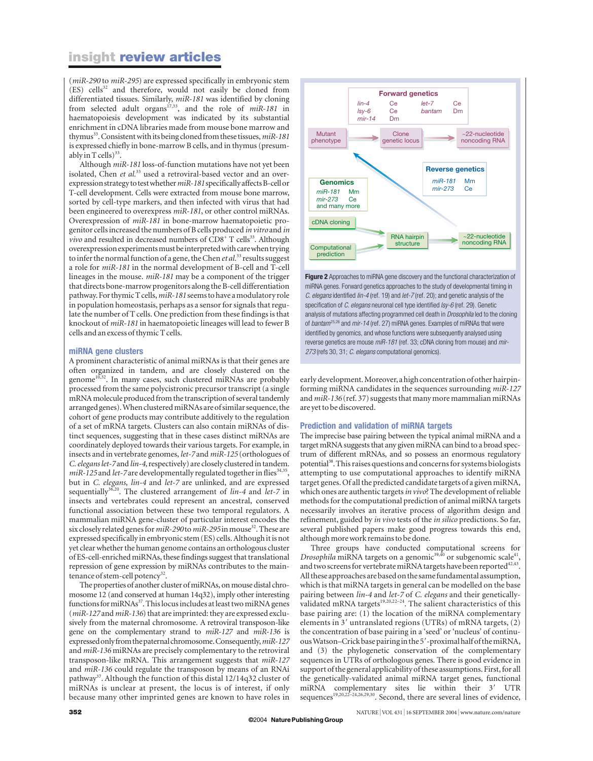(*miR-290* to *miR-295*) are expressed specifically in embryonic stem (ES) cells[32] and therefore, would not easily be cloned from differentiated tissues. Similarly, *miR-181* was identified by cloning from selected adult organs[17,33], and the role of *miR-181* in haematopoiesis development was indicated by its substantial enrichment in cDNA libraries made from mouse bone marrow and thymus[33]. Consistent with its being cloned from these tissues, *miR-181* is expressed chiefly in bone-marrow B cells, and in thymus (presumably in T cells)[33].

Although *miR-181* loss-of-function mutations have not yet been isolated, Chen *et al.*[33] used a retroviral-based vector and an overexpression strategy to test whether *miR-181* specifically affects B-cell or T-cell development. Cells were extracted from mouse bone marrow, sorted by cell-type markers, and then infected with virus that had been engineered to overexpress *miR-181*, or other control miRNAs. Overexpression of *miR-181* in bone-marrow haematopoietic progenitor cells increased the numbers of B cells produced *in vitro* and *in vivo* and resulted in decreased numbers of CD8$^+$ T cells[33]. Although overexpression experiments must be interpreted with care when trying to infer the normal function of a gene, the Chen *et al.*[33] results suggest a role for *miR-181* in the normal development of B-cell and T-cell lineages in the mouse. *miR-181* may be a component of the trigger that directs bone-marrow progenitors along the B-cell differentiation pathway. For thymic T cells, *miR-181* seems to have a modulatory role in population homeostasis, perhaps as a sensor for signals that regulate the number of T cells. One prediction from these findings is that knockout of *miR-181* in haematopoietic lineages will lead to fewer B cells and an excess of thymic T cells.

## miRNA gene clusters

A prominent characteristic of animal miRNAs is that their genes are often organized in tandem, and are closely clustered on the genome[10,32]. In many cases, such clustered miRNAs are probably processed from the same polycistronic precursor transcript (a single mRNA molecule produced from the transcription of several tandemly arranged genes). When clustered miRNAs are of similar sequence, the cohort of gene products may contribute additively to the regulation of a set of mRNA targets. Clusters can also contain miRNAs of distinct sequences, suggesting that in these cases distinct miRNAs are coordinately deployed towards their various targets. For example, in insects and in vertebrate genomes, *let-7* and *miR-125* (orthologues of *C. elegans let-7* and *lin-4*, respectively) are closely clustered in tandem. *miR-125* and *let-7* are developmentally regulated together in flies[34,35], but in *C. elegans*, *lin-4* and *let-7* are unlinked, and are expressed sequentially[36,20]. The clustered arrangement of *lin-4* and *let-7* in insects and vertebrates could represent an ancestral, conserved functional association between these two temporal regulators. A mammalian miRNA gene-cluster of particular interest encodes the six closely related genes for *miR-290* to *miR-295* in mouse[32]. These are expressed specifically in embryonic stem (ES) cells. Although it is not yet clear whether the human genome contains an orthologous cluster of ES-cell-enriched miRNAs, these findings suggest that translational repression of gene expression by miRNAs contributes to the maintenance of stem-cell potency[32].

The properties of another cluster of miRNAs, on mouse distal chromosome 12 (and conserved at human 14q32), imply other interesting functions for miRNAs[37]. This locus includes at least two miRNA genes (*miR-127* and *miR-136*) that are imprinted: they are expressed exclusively from the maternal chromosome. A retroviral transposon-like gene on the complementary strand to *miR-127* and *miR-136* is expressed only from the paternal chromosome. Consequently, *miR-127* and *miR-136* miRNAs are precisely complementary to the retroviral transposon-like mRNA. This arrangement suggests that *miR-127* and *miR-136* could regulate the transposon by means of an RNAi pathway[37]. Although the function of this distal 12/14q32 cluster of miRNAs is unclear at present, the locus is of interest, if only because many other imprinted genes are known to have roles in early development. Moreover, a high concentration of other hairpin-forming miRNA candidates in the sequences surrounding *miR-127* and *miR-136* (ref. 37) suggests that many more mammalian miRNAs are yet to be discovered.

**Figure 2** Approaches to miRNA gene discovery and the functional characterization of miRNA genes. Forward genetics approaches to the study of developmental timing in *C. elegans* identified *lin-4* (ref. 19) and *let-7* (ref. 20); and genetic analysis of the specification of *C. elegans* neuronal cell type identified *lsy-6* (ref. 29). Genetic analysis of mutations affecting programmed cell death in *Drosophila* led to the cloning of *bantam*[25,26] and *mir-14* (ref. 27) miRNA genes. Examples of miRNAs that were identified by genomics, and whose functions were subsequently analysed using reverse genetics are mouse *miR-181* (ref. 33; cDNA cloning from mouse) and *mir-273* (refs 30, 31; *C. elegans* computational genomics).

## Prediction and validation of miRNA targets

The imprecise base pairing between the typical animal miRNA and a target mRNA suggests that any given miRNA can bind to a broad spectrum of different mRNAs, and so possess an enormous regulatory potential[38]. This raises questions and concerns for systems biologists attempting to use computational approaches to identify miRNA target genes. Of all the predicted candidate targets of a given miRNA, which ones are authentic targets *in vivo*? The development of reliable methods for the computational prediction of animal miRNA targets necessarily involves an iterative process of algorithm design and refinement, guided by *in vivo* tests of the *in silico* predictions. So far, several published papers make good progress towards this end, although more work remains to be done.

Three groups have conducted computational screens for *Drosophila* miRNA targets on a genomic[39,40] or subgenomic scale[41], and two screens for vertebrate miRNA targets have been reported[42,43]. All these approaches are based on the same fundamental assumption, which is that miRNA targets in general can be modelled on the base pairing between *lin-4* and *let-7* of *C. elegans* and their genetically-validated mRNA targets[19,20,22–24]. The salient characteristics of this base pairing are: (1) the location of the miRNA complementary elements in 3′ untranslated regions (UTRs) of mRNA targets, (2) the concentration of base pairing in a 'seed' or 'nucleus' of continuous Watson–Crick base pairing in the 5′-proximal half of the miRNA, and (3) the phylogenetic conservation of the complementary sequences in UTRs of orthologous genes. There is good evidence in support of the general applicability of these assumptions. First, for all the genetically-validated animal miRNA target genes, functional miRNA complementary sites lie within their 3′ UTR sequences[19,20,22–24,26,29,30]. Second, there are several lines of evidence,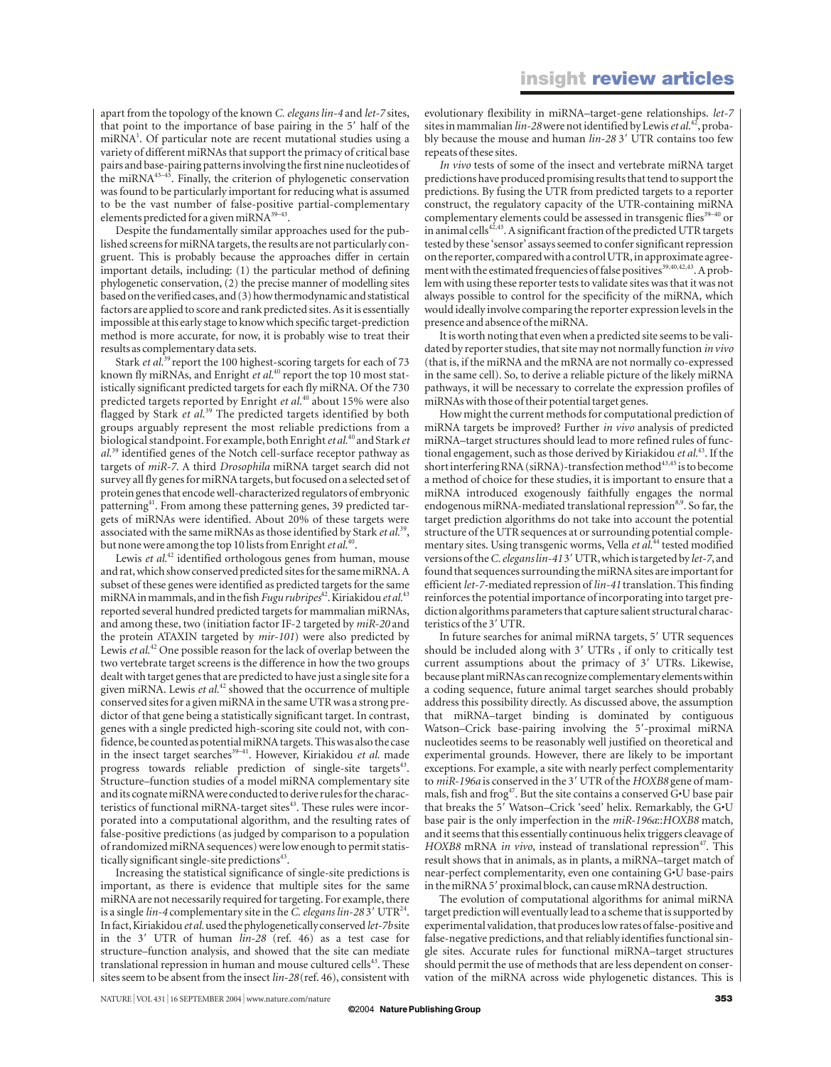apart from the topology of the known *C. elegans lin-4* and *let-7* sites, that point to the importance of base pairing in the 5′ half of the miRNA[1]. Of particular note are recent mutational studies using a variety of different miRNAs that support the primacy of critical base pairs and base-pairing patterns involving the first nine nucleotides of the miRNA[43–45]. Finally, the criterion of phylogenetic conservation was found to be particularly important for reducing what is assumed to be the vast number of false-positive partial-complementary elements predicted for a given miRNA[39–43].

Despite the fundamentally similar approaches used for the published screens for miRNA targets, the results are not particularly congruent. This is probably because the approaches differ in certain important details, including: (1) the particular method of defining phylogenetic conservation, (2) the precise manner of modelling sites based on the verified cases, and (3) how thermodynamic and statistical factors are applied to score and rank predicted sites. As it is essentially impossible at this early stage to know which specific target-prediction method is more accurate, for now, it is probably wise to treat their results as complementary data sets.

Stark *et al.*[39] report the 100 highest-scoring targets for each of 73 known fly miRNAs, and Enright *et al.*[40] report the top 10 most statistically significant predicted targets for each fly miRNA. Of the 730 predicted targets reported by Enright *et al.*[40] about 15% were also flagged by Stark *et al.*[39] The predicted targets identified by both groups arguably represent the most reliable predictions from a biological standpoint. For example, both Enright *et al.*[40] and Stark *et al.*[39] identified genes of the Notch cell-surface receptor pathway as targets of *miR-7*. A third *Drosophila* miRNA target search did not survey all fly genes for miRNA targets, but focused on a selected set of protein genes that encode well-characterized regulators of embryonic patterning[41]. From among these patterning genes, 39 predicted targets of miRNAs were identified. About 20% of these targets were associated with the same miRNAs as those identified by Stark *et al.*[39], but none were among the top 10 lists from Enright *et al.*[40].

Lewis *et al.*[42] identified orthologous genes from human, mouse and rat, which show conserved predicted sites for the same miRNA. A subset of these genes were identified as predicted targets for the same miRNA in mammals, and in the fish *Fugu rubripes*[42]. Kiriakidou *et al.*[43] reported several hundred predicted targets for mammalian miRNAs, and among these, two (initiation factor IF-2 targeted by *miR-20* and the protein ATAXIN targeted by *mir-101*) were also predicted by Lewis *et al.*[42] One possible reason for the lack of overlap between the two vertebrate target screens is the difference in how the two groups dealt with target genes that are predicted to have just a single site for a given miRNA. Lewis *et al.*[42] showed that the occurrence of multiple conserved sites for a given miRNA in the same UTR was a strong predictor of that gene being a statistically significant target. In contrast, genes with a single predicted high-scoring site could not, with confidence, be counted as potential miRNA targets. This was also the case in the insect target searches[39–41]. However, Kiriakidou *et al.* made progress towards reliable prediction of single-site targets[43]. Structure–function studies of a model miRNA complementary site and its cognate miRNA were conducted to derive rules for the characteristics of functional miRNA-target sites[43]. These rules were incorporated into a computational algorithm, and the resulting rates of false-positive predictions (as judged by comparison to a population of randomized miRNA sequences) were low enough to permit statistically significant single-site predictions[43].

Increasing the statistical significance of single-site predictions is important, as there is evidence that multiple sites for the same miRNA are not necessarily required for targeting. For example, there is a single *lin-4* complementary site in the *C. elegans lin-28* 3′ UTR[24]. In fact, Kiriakidou *et al.* used the phylogenetically conserved *let-7b* site in the 3′ UTR of human *lin-28* (ref. 46) as a test case for structure–function analysis, and showed that the site can mediate translational repression in human and mouse cultured cells[43]. These sites seem to be absent from the insect *lin-28* (ref. 46), consistent with evolutionary flexibility in miRNA–target-gene relationships. *let-7* sites in mammalian *lin-28* were not identified by Lewis *et al.*[42], probably because the mouse and human *lin-28* 3′ UTR contains too few repeats of these sites.

*In vivo* tests of some of the insect and vertebrate miRNA target predictions have produced promising results that tend to support the predictions. By fusing the UTR from predicted targets to a reporter construct, the regulatory capacity of the UTR-containing miRNA complementary elements could be assessed in transgenic flies[39–40] or in animal cells[42,43]. A significant fraction of the predicted UTR targets tested by these 'sensor' assays seemed to confer significant repression on the reporter, compared with a control UTR, in approximate agreement with the estimated frequencies of false positives[39,40,42,43]. A problem with using these reporter tests to validate sites was that it was not always possible to control for the specificity of the miRNA, which would ideally involve comparing the reporter expression levels in the presence and absence of the miRNA.

It is worth noting that even when a predicted site seems to be validated by reporter studies, that site may not normally function *in vivo* (that is, if the miRNA and the mRNA are not normally co-expressed in the same cell). So, to derive a reliable picture of the likely miRNA pathways, it will be necessary to correlate the expression profiles of miRNAs with those of their potential target genes.

How might the current methods for computational prediction of miRNA targets be improved? Further *in vivo* analysis of predicted miRNA–target structures should lead to more refined rules of functional engagement, such as those derived by Kiriakidou *et al.*[43]. If the short interfering RNA (siRNA)-transfection method[43,45] is to become a method of choice for these studies, it is important to ensure that a miRNA introduced exogenously faithfully engages the normal endogenous miRNA-mediated translational repression[8,9]. So far, the target prediction algorithms do not take into account the potential structure of the UTR sequences at or surrounding potential complementary sites. Using transgenic worms, Vella *et al.*[44] tested modified versions of the *C. elegans lin-41* 3′ UTR, which is targeted by *let-7*, and found that sequences surrounding the miRNA sites are important for efficient *let-7*-mediated repression of *lin-41* translation. This finding reinforces the potential importance of incorporating into target prediction algorithms parameters that capture salient structural characteristics of the 3′ UTR.

In future searches for animal miRNA targets, 5′ UTR sequences should be included along with 3′ UTRs , if only to critically test current assumptions about the primacy of 3′ UTRs. Likewise, because plant miRNAs can recognize complementary elements within a coding sequence, future animal target searches should probably address this possibility directly. As discussed above, the assumption that miRNA–target binding is dominated by contiguous Watson–Crick base-pairing involving the 5′-proximal miRNA nucleotides seems to be reasonably well justified on theoretical and experimental grounds. However, there are likely to be important exceptions. For example, a site with nearly perfect complementarity to *miR-196a* is conserved in the 3′ UTR of the *HOXB8* gene of mammals, fish and frog[47]. But the site contains a conserved G•U base pair that breaks the 5′ Watson–Crick 'seed' helix. Remarkably, the G•U base pair is the only imperfection in the *miR-196a*::*HOXB8* match, and it seems that this essentially continuous helix triggers cleavage of *HOXB8* mRNA *in vivo*, instead of translational repression[47]. This result shows that in animals, as in plants, a miRNA–target match of near-perfect complementarity, even one containing G•U base-pairs in the miRNA 5′ proximal block, can cause mRNA destruction.

The evolution of computational algorithms for animal miRNA target prediction will eventually lead to a scheme that is supported by experimental validation, that produces low rates of false-positive and false-negative predictions, and that reliably identifies functional single sites. Accurate rules for functional miRNA–target structures should permit the use of methods that are less dependent on conservation of the miRNA across wide phylogenetic distances. This is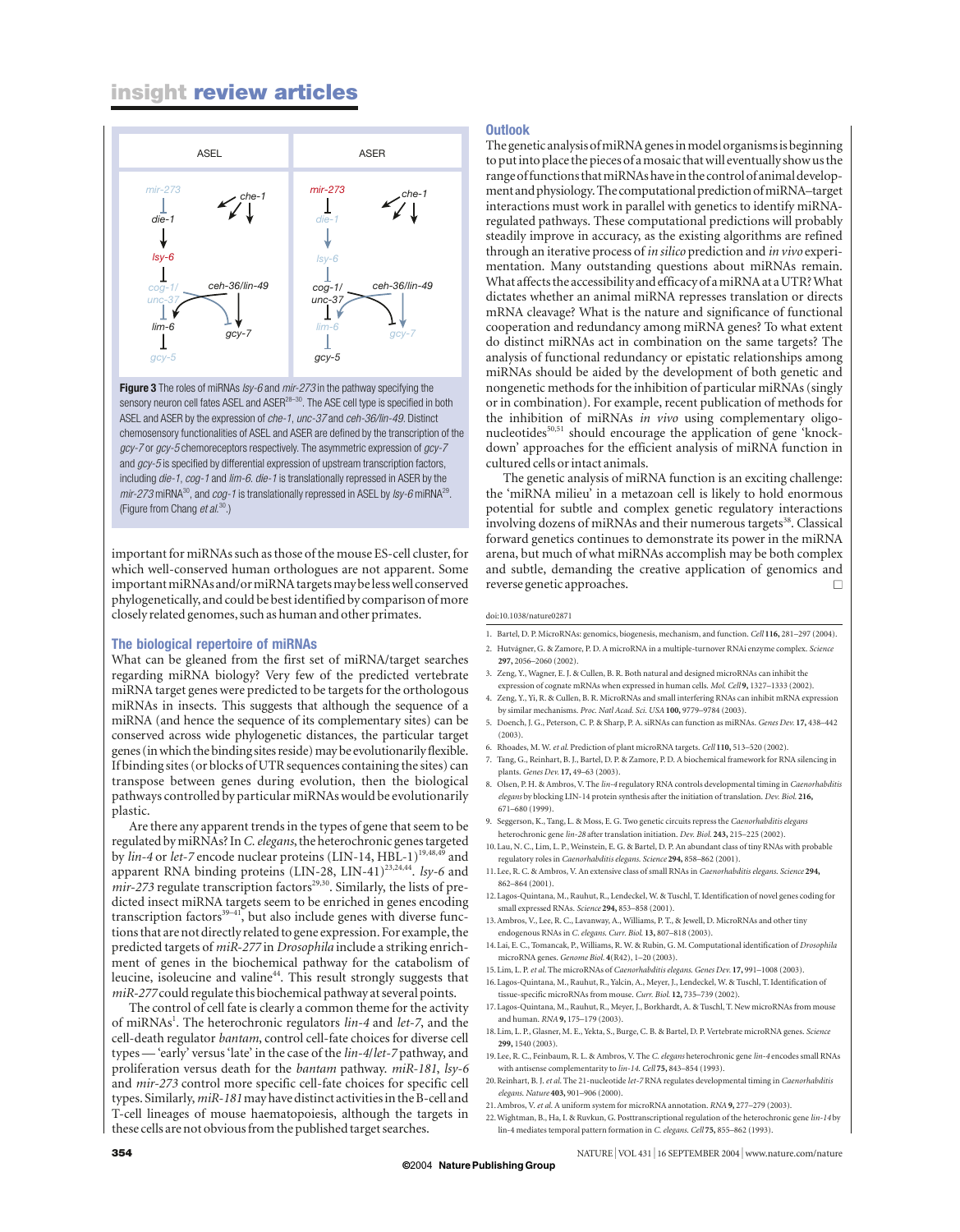**Figure 3** The roles of miRNAs *lsy-6* and *mir-273* in the pathway specifying the sensory neuron cell fates ASEL and ASER[28–30]. The ASE cell type is specified in both ASEL and ASER by the expression of *che-1*, *unc-37* and *ceh-36/lin-49*. Distinct chemosensory functionalities of ASEL and ASER are defined by the transcription of the *gcy-7* or *gcy-5* chemoreceptors respectively. The asymmetric expression of *gcy-7* and *gcy-5* is specified by differential expression of upstream transcription factors, including *die-1*, *cog-1* and *lim-6*. *die-1* is translationally repressed in ASER by the *mir-273* miRNA[30], and *cog-1* is translationally repressed in ASEL by *lsy-6* miRNA[29]. (Figure from Chang *et al.*[30].)

important for miRNAs such as those of the mouse ES-cell cluster, for which well-conserved human orthologues are not apparent. Some important miRNAs and/or miRNA targets may be less well conserved phylogenetically, and could be best identified by comparison of more closely related genomes, such as human and other primates.

## The biological repertoire of miRNAs

What can be gleaned from the first set of miRNA/target searches regarding miRNA biology? Very few of the predicted vertebrate miRNA target genes were predicted to be targets for the orthologous miRNAs in insects. This suggests that although the sequence of a miRNA (and hence the sequence of its complementary sites) can be conserved across wide phylogenetic distances, the particular target genes (in which the binding sites reside) may be evolutionarily flexible. If binding sites (or blocks of UTR sequences containing the sites) can transpose between genes during evolution, then the biological pathways controlled by particular miRNAs would be evolutionarily plastic.

Are there any apparent trends in the types of gene that seem to be regulated by miRNAs? In *C. elegans*, the heterochronic genes targeted by *lin-4* or *let-7* encode nuclear proteins (LIN-14, HBL-1)[19,48,49] and apparent RNA binding proteins (LIN-28, LIN-41)[23,24,44]. *lsy-6* and *mir-273* regulate transcription factors[29,30]. Similarly, the lists of predicted insect miRNA targets seem to be enriched in genes encoding transcription factors[39–41], but also include genes with diverse functions that are not directly related to gene expression. For example, the predicted targets of *miR-277* in *Drosophila* include a striking enrichment of genes in the biochemical pathway for the catabolism of leucine, isoleucine and valine[44]. This result strongly suggests that *miR-277* could regulate this biochemical pathway at several points.

The control of cell fate is clearly a common theme for the activity of miRNAs[1]. The heterochronic regulators *lin-4* and *let-7*, and the cell-death regulator *bantam*, control cell-fate choices for diverse cell types — 'early' versus 'late' in the case of the *lin-4*/*let-7* pathway, and proliferation versus death for the *bantam* pathway. *miR-181*, *lsy-6* and *mir-273* control more specific cell-fate choices for specific cell types. Similarly, *miR-181* may have distinct activities in the B-cell and T-cell lineages of mouse haematopoiesis, although the targets in these cells are not obvious from the published target searches.

## Outlook

The genetic analysis of miRNA genes in model organisms is beginning to put into place the pieces of a mosaic that will eventually show us the range of functions that miRNAs have in the control of animal development and physiology. The computational prediction of miRNA–target interactions must work in parallel with genetics to identify miRNA-regulated pathways. These computational predictions will probably steadily improve in accuracy, as the existing algorithms are refined through an iterative process of *in silico* prediction and *in vivo* experimentation. Many outstanding questions about miRNAs remain. What affects the accessibility and efficacy of a miRNA at a UTR? What dictates whether an animal miRNA represses translation or directs mRNA cleavage? What is the nature and significance of functional cooperation and redundancy among miRNA genes? To what extent do distinct miRNAs act in combination on the same targets? The analysis of functional redundancy or epistatic relationships among miRNAs should be aided by the development of both genetic and nongenetic methods for the inhibition of particular miRNAs (singly or in combination). For example, recent publication of methods for the inhibition of miRNAs *in vivo* using complementary oligonucleotides[50,51] should encourage the application of gene 'knock-down' approaches for the efficient analysis of miRNA function in cultured cells or intact animals.

The genetic analysis of miRNA function is an exciting challenge: the 'miRNA milieu' in a metazoan cell is likely to hold enormous potential for subtle and complex genetic regulatory interactions involving dozens of miRNAs and their numerous targets[38]. Classical forward genetics continues to demonstrate its power in the miRNA arena, but much of what miRNAs accomplish may be both complex and subtle, demanding the creative application of genomics and reverse genetic approaches.

doi:10.1038/nature02871

1. Bartel, D. P. MicroRNAs: genomics, biogenesis, mechanism, and function. *Cell* **116,** 281–297 (2004).
2. Hutvágner, G. & Zamore, P. D. A microRNA in a multiple-turnover RNAi enzyme complex. *Science* **297,** 2056–2060 (2002).
3. Zeng, Y., Wagner, E. J. & Cullen, B. R. Both natural and designed microRNAs can inhibit the expression of cognate mRNAs when expressed in human cells. *Mol. Cell* **9,** 1327–1333 (2002).
4. Zeng, Y., Yi, R. & Cullen, B. R. MicroRNAs and small interfering RNAs can inhibit mRNA expression by similar mechanisms. *Proc. Natl Acad. Sci. USA* **100,** 9779–9784 (2003).
5. Doench, J. G., Peterson, C. P. & Sharp, P. A. siRNAs can function as miRNAs. *Genes Dev.* **17,** 438–442 (2003).
6. Rhoades, M. W. *et al.* Prediction of plant microRNA targets. *Cell* **110,** 513–520 (2002).
7. Tang, G., Reinhart, B. J., Bartel, D. P. & Zamore, P. D. A biochemical framework for RNA silencing in plants. *Genes Dev.* **17,** 49–63 (2003).
8. Olsen, P. H. & Ambros, V. The *lin-4* regulatory RNA controls developmental timing in *Caenorhabditis elegans* by blocking LIN-14 protein synthesis after the initiation of translation. *Dev. Biol.* **216,** 671–680 (1999).
9. Seggerson, K., Tang, L. & Moss, E. G. Two genetic circuits repress the *Caenorhabditis elegans* heterochronic gene *lin-28* after translation initiation. *Dev. Biol.* **243,** 215–225 (2002).
10. Lau, N. C., Lim, L. P., Weinstein, E. G. & Bartel, D. P. An abundant class of tiny RNAs with probable regulatory roles in *Caenorhabditis elegans*. *Science* **294,** 858–862 (2001).
11. Lee, R. C. & Ambros, V. An extensive class of small RNAs in *Caenorhabditis elegans*. *Science* **294,** 862–864 (2001).
12. Lagos-Quintana, M., Rauhut, R., Lendeckel, W. & Tuschl, T. Identification of novel genes coding for small expressed RNAs. *Science* **294,** 853–858 (2001).
13. Ambros, V., Lee, R. C., Lavanway, A., Williams, P. T., & Jewell, D. MicroRNAs and other tiny endogenous RNAs in *C. elegans*. *Curr. Biol.* **13,** 807–818 (2003).
14. Lai, E. C., Tomancak, P., Williams, R. W. & Rubin, G. M. Computational identification of *Drosophila* microRNA genes. *Genome Biol.* **4**(R42), 1–20 (2003).
15. Lim, L. P. *et al.* The microRNAs of *Caenorhabditis elegans*. *Genes Dev.* **17,** 991–1008 (2003).
16. Lagos-Quintana, M., Rauhut, R., Yalcin, A., Meyer, J., Lendeckel, W. & Tuschl, T. Identification of tissue-specific microRNAs from mouse. *Curr. Biol.* **12,** 735–739 (2002).
17. Lagos-Quintana, M., Rauhut, R., Meyer, J., Borkhardt, A. & Tuschl, T. New microRNAs from mouse and human. *RNA* **9,** 175–179 (2003).
18. Lim, L. P., Glasner, M. E., Yekta, S., Burge, C. B. & Bartel, D. P. Vertebrate microRNA genes. *Science* **299,** 1540 (2003).
19. Lee, R. C., Feinbaum, R. L. & Ambros, V. The *C. elegans* heterochronic gene *lin-4* encodes small RNAs with antisense complementarity to *lin-14*. *Cell* **75,** 843–854 (1993).
20. Reinhart, B. J. *et al.* The 21-nucleotide *let-7* RNA regulates developmental timing in *Caenorhabditis elegans*. *Nature* **403,** 901–906 (2000).
21. Ambros, V. *et al.* A uniform system for microRNA annotation. *RNA* **9,** 277–279 (2003).
22. Wightman, B., Ha, I. & Ruvkun, G. Posttranscriptional regulation of the heterochronic gene *lin-14* by lin-4 mediates temporal pattern formation in *C. elegans*. *Cell* **75,** 855–862 (1993).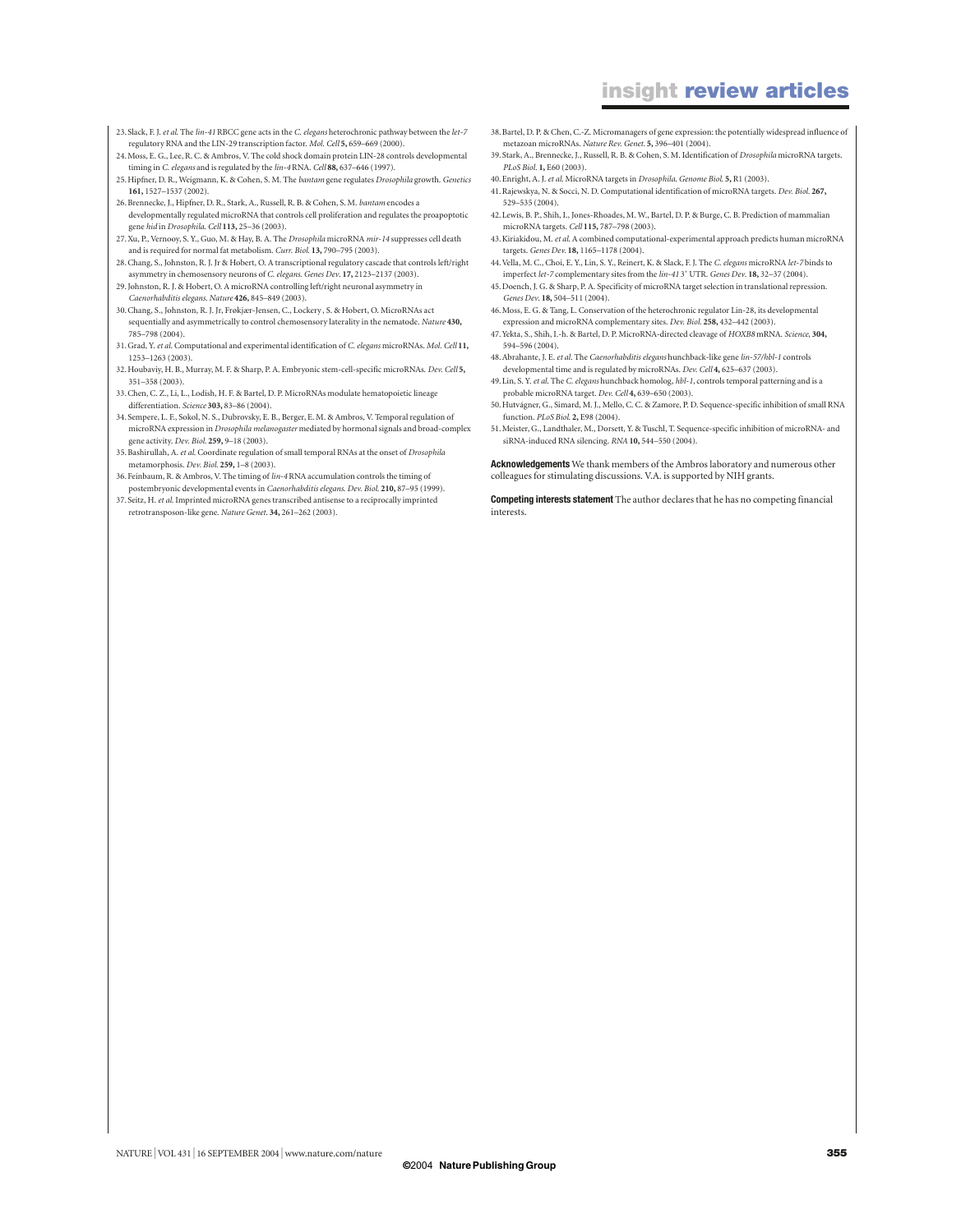23. Slack, F. J. *et al.* The *lin-41* RBCC gene acts in the *C. elegans* heterochronic pathway between the *let-7* regulatory RNA and the LIN-29 transcription factor. *Mol. Cell* **5,** 659–669 (2000).
24. Moss, E. G., Lee, R. C. & Ambros, V. The cold shock domain protein LIN-28 controls developmental timing in *C. elegans* and is regulated by the *lin-4* RNA. *Cell* **88,** 637–646 (1997).
25. Hipfner, D. R., Weigmann, K. & Cohen, S. M. The *bantam* gene regulates *Drosophila* growth. *Genetics* **161,** 1527–1537 (2002).
26. Brennecke, J., Hipfner, D. R., Stark, A., Russell, R. B. & Cohen, S. M. *bantam* encodes a developmentally regulated microRNA that controls cell proliferation and regulates the proapoptotic gene *hid* in *Drosophila*. *Cell* **113,** 25–36 (2003).
27. Xu, P., Vernooy, S. Y., Guo, M. & Hay, B. A. The *Drosophila* microRNA *mir-14* suppresses cell death and is required for normal fat metabolism. *Curr. Biol.* **13,** 790–795 (2003).
28. Chang, S., Johnston, R. J. Jr & Hobert, O. A transcriptional regulatory cascade that controls left/right asymmetry in chemosensory neurons of *C. elegans*. *Genes Dev.* **17,** 2123–2137 (2003).
29. Johnston, R. J. & Hobert, O. A microRNA controlling left/right neuronal asymmetry in *Caenorhabditis elegans*. *Nature* **426,** 845–849 (2003).
30. Chang, S., Johnston, R. J. Jr, Frøkjær-Jensen, C., Lockery, S. & Hobert, O. MicroRNAs act sequentially and asymmetrically to control chemosensory laterality in the nematode. *Nature* **430,** 785–798 (2004).
31. Grad, Y. *et al.* Computational and experimental identification of *C. elegans* microRNAs. *Mol. Cell* **11,** 1253–1263 (2003).
32. Houbaviy, H. B., Murray, M. F. & Sharp, P. A. Embryonic stem-cell-specific microRNAs. *Dev. Cell* **5,** 351–358 (2003).
33. Chen, C. Z., Li, L., Lodish, H. F. & Bartel, D. P. MicroRNAs modulate hematopoietic lineage differentiation. *Science* **303,** 83–86 (2004).
34. Sempere, L. F., Sokol, N. S., Dubrovsky, E. B., Berger, E. M. & Ambros, V. Temporal regulation of microRNA expression in *Drosophila melanogaster* mediated by hormonal signals and broad-complex gene activity. *Dev. Biol.* **259,** 9–18 (2003).
35. Bashirullah, A. *et al.* Coordinate regulation of small temporal RNAs at the onset of *Drosophila* metamorphosis. *Dev. Biol.* **259,** 1–8 (2003).
36. Feinbaum, R. & Ambros, V. The timing of *lin-4* RNA accumulation controls the timing of postembryonic developmental events in *Caenorhabditis elegans*. *Dev. Biol.* **210,** 87–95 (1999).
37. Seitz, H. *et al.* Imprinted microRNA genes transcribed antisense to a reciprocally imprinted retrotransposon-like gene. *Nature Genet.* **34,** 261–262 (2003).
38. Bartel, D. P. & Chen, C.-Z. Micromanagers of gene expression: the potentially widespread influence of metazoan microRNAs. *Nature Rev. Genet.* **5,** 396–401 (2004).
39. Stark, A., Brennecke, J., Russell, R. B. & Cohen, S. M. Identification of *Drosophila* microRNA targets. *PLoS Biol.* **1,** E60 (2003).
40. Enright, A. J. *et al.* MicroRNA targets in *Drosophila*. *Genome Biol.* **5,** R1 (2003).
41. Rajewskya, N. & Socci, N. D. Computational identification of microRNA targets. *Dev. Biol.* **267,** 529–535 (2004).
42. Lewis, B. P., Shih, I., Jones-Rhoades, M. W., Bartel, D. P. & Burge, C. B. Prediction of mammalian microRNA targets. *Cell* **115,** 787–798 (2003).
43. Kiriakidou, M. *et al.* A combined computational-experimental approach predicts human microRNA targets. *Genes Dev.* **18,** 1165–1178 (2004).
44. Vella, M. C., Choi, E. Y., Lin, S. Y., Reinert, K. & Slack, F. J. The *C. elegans* microRNA *let-7* binds to imperfect *let-7* complementary sites from the *lin-41* 3′ UTR. *Genes Dev.* **18,** 32–37 (2004).
45. Doench, J. G. & Sharp, P. A. Specificity of microRNA target selection in translational repression. *Genes Dev.* **18,** 504–511 (2004).
46. Moss, E. G. & Tang, L. Conservation of the heterochronic regulator Lin-28, its developmental expression and microRNA complementary sites. *Dev. Biol.* **258,** 432–442 (2003).
47. Yekta, S., Shih, I.-h. & Bartel, D. P. MicroRNA-directed cleavage of *HOXB8* mRNA. *Science,* **304,** 594–596 (2004).
48. Abrahante, J. E. *et al.* The *Caenorhabditis elegans* hunchback-like gene *lin-57/hbl-1* controls developmental time and is regulated by microRNAs. *Dev. Cell* **4,** 625–637 (2003).
49. Lin, S. Y. *et al.* The *C. elegans* hunchback homolog, *hbl-1*, controls temporal patterning and is a probable microRNA target. *Dev. Cell* **4,** 639–650 (2003).
50. Hutvágner, G., Simard, M. J., Mello, C. C. & Zamore, P. D. Sequence-specific inhibition of small RNA function. *PLoS Biol.* **2,** E98 (2004).
51. Meister, G., Landthaler, M., Dorsett, Y. & Tuschl, T. Sequence-specific inhibition of microRNA- and siRNA-induced RNA silencing. *RNA* **10,** 544–550 (2004).

**Acknowledgements** We thank members of the Ambros laboratory and numerous other colleagues for stimulating discussions. V.A. is supported by NIH grants.

**Competing interests statement** The author declares that he has no competing financial interests.